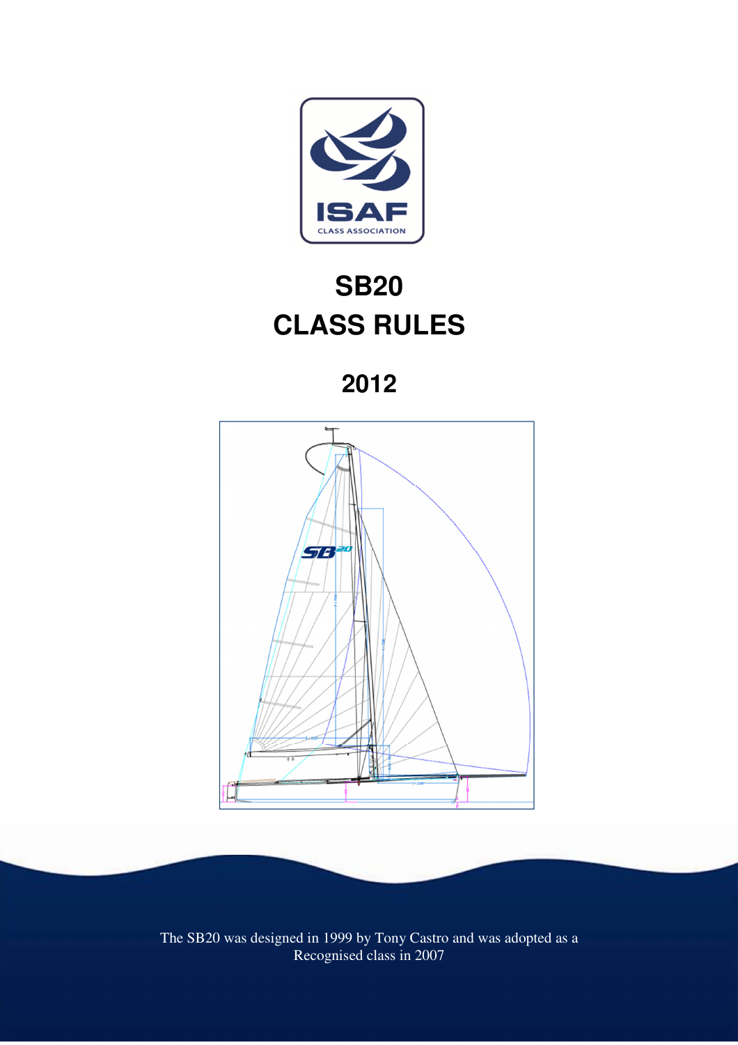ISAF

CLASS ASSOCIATION

# SB20
# CLASS RULES

## 2012

The SB20 was designed in 1999 by Tony Castro and was adopted as a Recognised class in 2007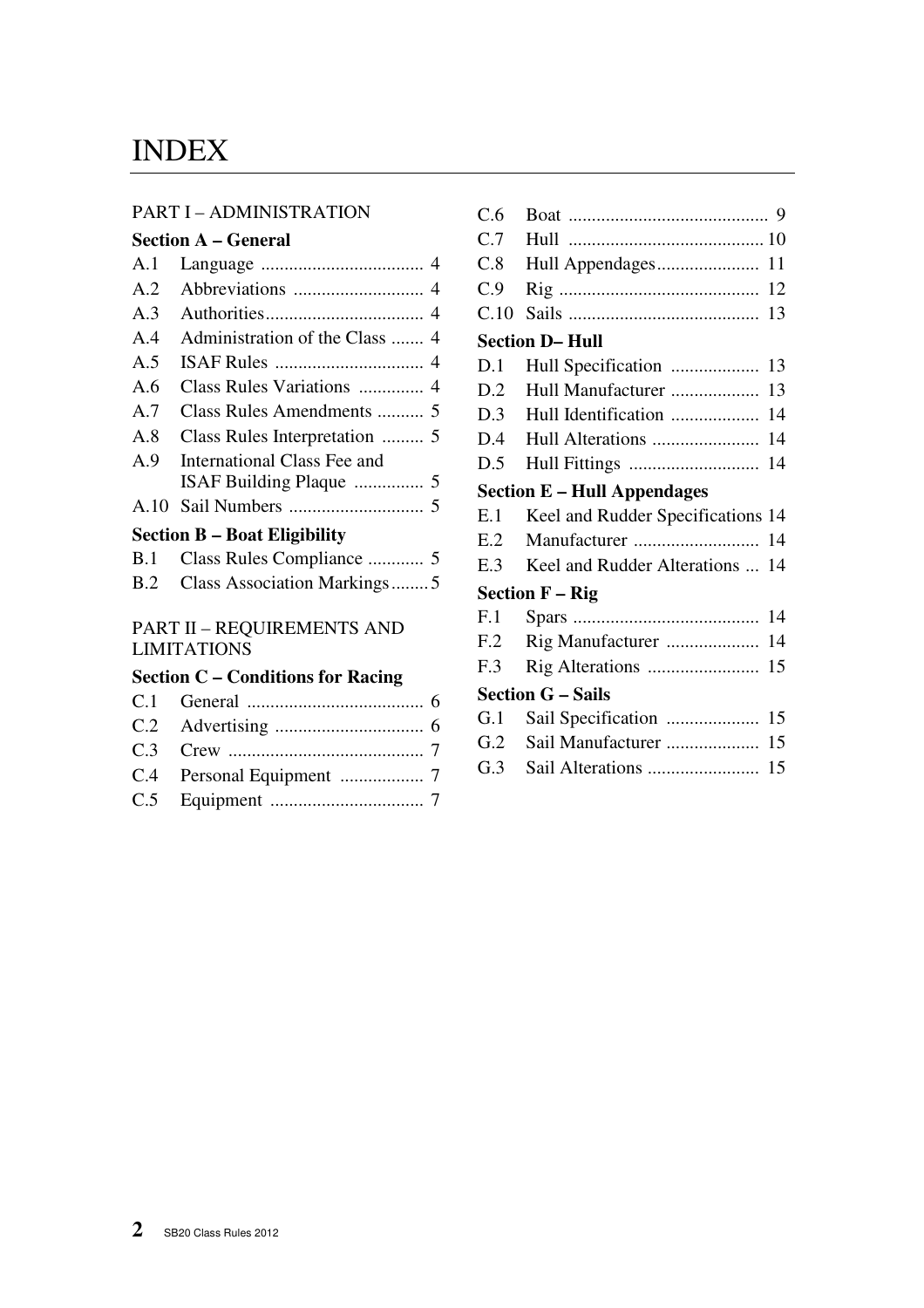# INDEX

PART I – ADMINISTRATION

**Section A – General**

- A.1 Language .................................. 4
- A.2 Abbreviations ............................ 4
- A.3 Authorities................................. 4
- A.4 Administration of the Class ....... 4
- A.5 ISAF Rules ................................ 4
- A.6 Class Rules Variations .............. 4
- A.7 Class Rules Amendments .......... 5
- A.8 Class Rules Interpretation ......... 5
- A.9 International Class Fee and ISAF Building Plaque ............... 5
- A.10 Sail Numbers ............................. 5

**Section B – Boat Eligibility**

- B.1 Class Rules Compliance ............ 5
- B.2 Class Association Markings........ 5

PART II – REQUIREMENTS AND LIMITATIONS

**Section C – Conditions for Racing**

- C.1 General ...................................... 6
- C.2 Advertising ................................ 6
- C.3 Crew .......................................... 7
- C.4 Personal Equipment .................. 7
- C.5 Equipment ................................. 7
- C.6 Boat ........................................... 9
- C.7 Hull ........................................... 10
- C.8 Hull Appendages...................... 11
- C.9 Rig ............................................ 12
- C.10 Sails ......................................... 13

**Section D– Hull**

- D.1 Hull Specification ................... 13
- D.2 Hull Manufacturer ................... 13
- D.3 Hull Identification ................... 14
- D.4 Hull Alterations ....................... 14
- D.5 Hull Fittings ............................ 14

**Section E – Hull Appendages**

- E.1 Keel and Rudder Specifications 14
- E.2 Manufacturer ........................... 14
- E.3 Keel and Rudder Alterations ... 14

**Section F – Rig**

- F.1 Spars ........................................ 14
- F.2 Rig Manufacturer .................... 14
- F.3 Rig Alterations ........................ 15

**Section G – Sails**

- G.1 Sail Specification .................... 15
- G.2 Sail Manufacturer .................... 15
- G.3 Sail Alterations ........................ 15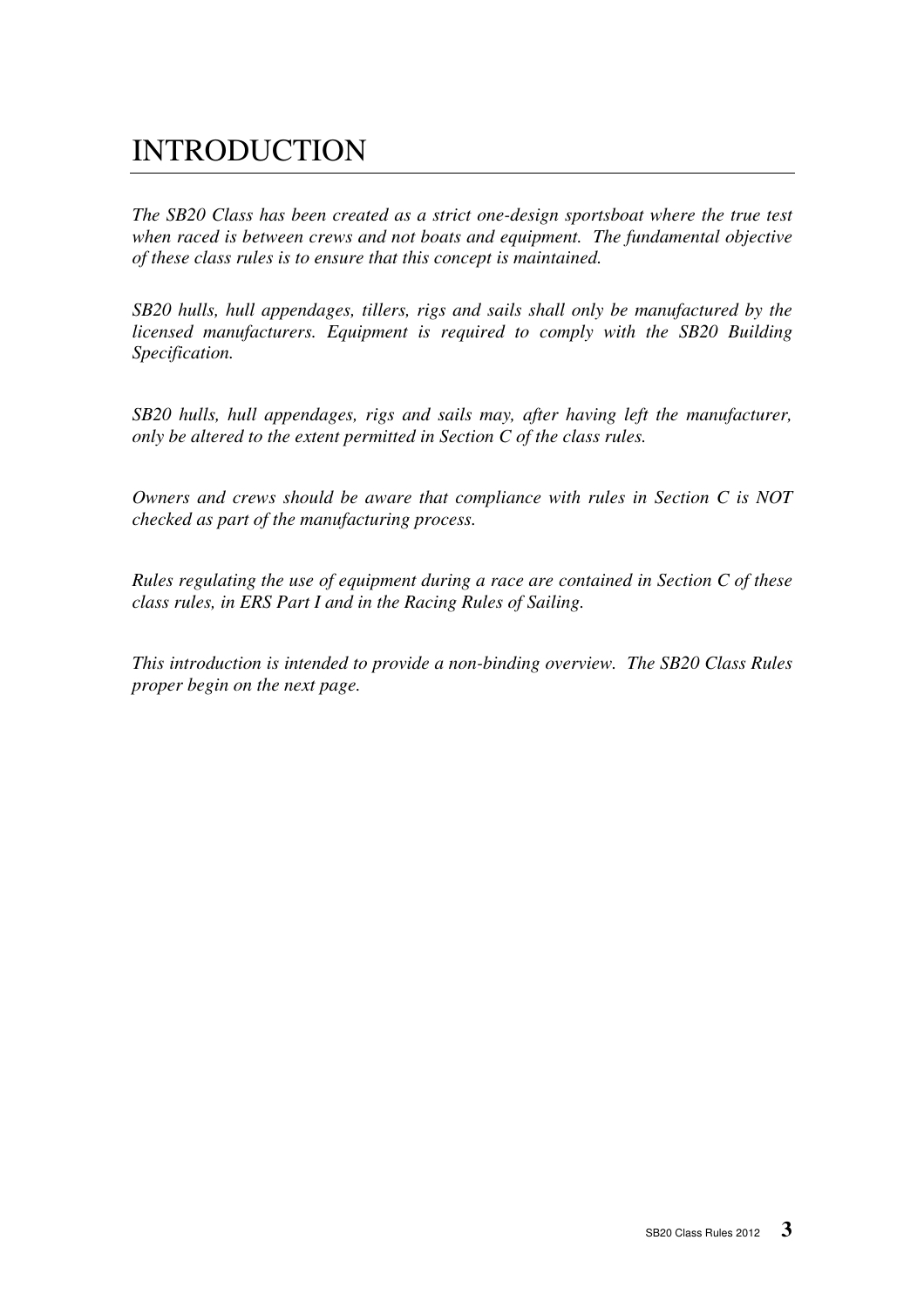# INTRODUCTION

*The SB20 Class has been created as a strict one-design sportsboat where the true test when raced is between crews and not boats and equipment. The fundamental objective of these class rules is to ensure that this concept is maintained.*

*SB20 hulls, hull appendages, tillers, rigs and sails shall only be manufactured by the licensed manufacturers. Equipment is required to comply with the SB20 Building Specification.*

*SB20 hulls, hull appendages, rigs and sails may, after having left the manufacturer, only be altered to the extent permitted in Section C of the class rules.*

*Owners and crews should be aware that compliance with rules in Section C is NOT checked as part of the manufacturing process.*

*Rules regulating the use of equipment during a race are contained in Section C of these class rules, in ERS Part I and in the Racing Rules of Sailing.*

*This introduction is intended to provide a non-binding overview. The SB20 Class Rules proper begin on the next page.*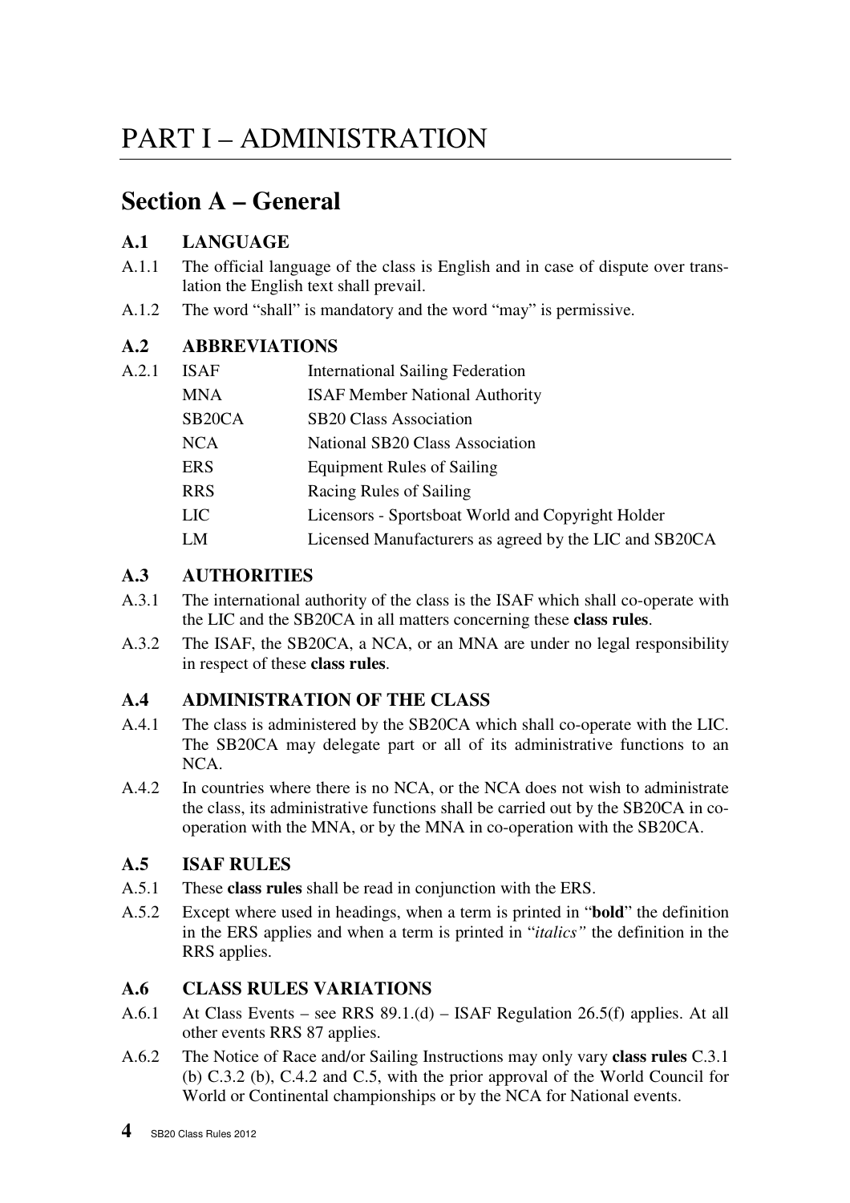# PART I – ADMINISTRATION

## Section A – General

### A.1 LANGUAGE

A.1.1 The official language of the class is English and in case of dispute over translation the English text shall prevail.

A.1.2 The word "shall" is mandatory and the word "may" is permissive.

### A.2 ABBREVIATIONS

A.2.1

| | |
|---|---|
| ISAF | International Sailing Federation |
| MNA | ISAF Member National Authority |
| SB20CA | SB20 Class Association |
| NCA | National SB20 Class Association |
| ERS | Equipment Rules of Sailing |
| RRS | Racing Rules of Sailing |
| LIC | Licensors - Sportsboat World and Copyright Holder |
| LM | Licensed Manufacturers as agreed by the LIC and SB20CA |

### A.3 AUTHORITIES

A.3.1 The international authority of the class is the ISAF which shall co-operate with the LIC and the SB20CA in all matters concerning these **class rules**.

A.3.2 The ISAF, the SB20CA, a NCA, or an MNA are under no legal responsibility in respect of these **class rules**.

### A.4 ADMINISTRATION OF THE CLASS

A.4.1 The class is administered by the SB20CA which shall co-operate with the LIC. The SB20CA may delegate part or all of its administrative functions to an NCA.

A.4.2 In countries where there is no NCA, or the NCA does not wish to administrate the class, its administrative functions shall be carried out by the SB20CA in co-operation with the MNA, or by the MNA in co-operation with the SB20CA.

### A.5 ISAF RULES

A.5.1 These **class rules** shall be read in conjunction with the ERS.

A.5.2 Except where used in headings, when a term is printed in "**bold**" the definition in the ERS applies and when a term is printed in "*italics"* the definition in the RRS applies.

### A.6 CLASS RULES VARIATIONS

A.6.1 At Class Events – see RRS 89.1.(d) – ISAF Regulation 26.5(f) applies. At all other events RRS 87 applies.

A.6.2 The Notice of Race and/or Sailing Instructions may only vary **class rules** C.3.1 (b) C.3.2 (b), C.4.2 and C.5, with the prior approval of the World Council for World or Continental championships or by the NCA for National events.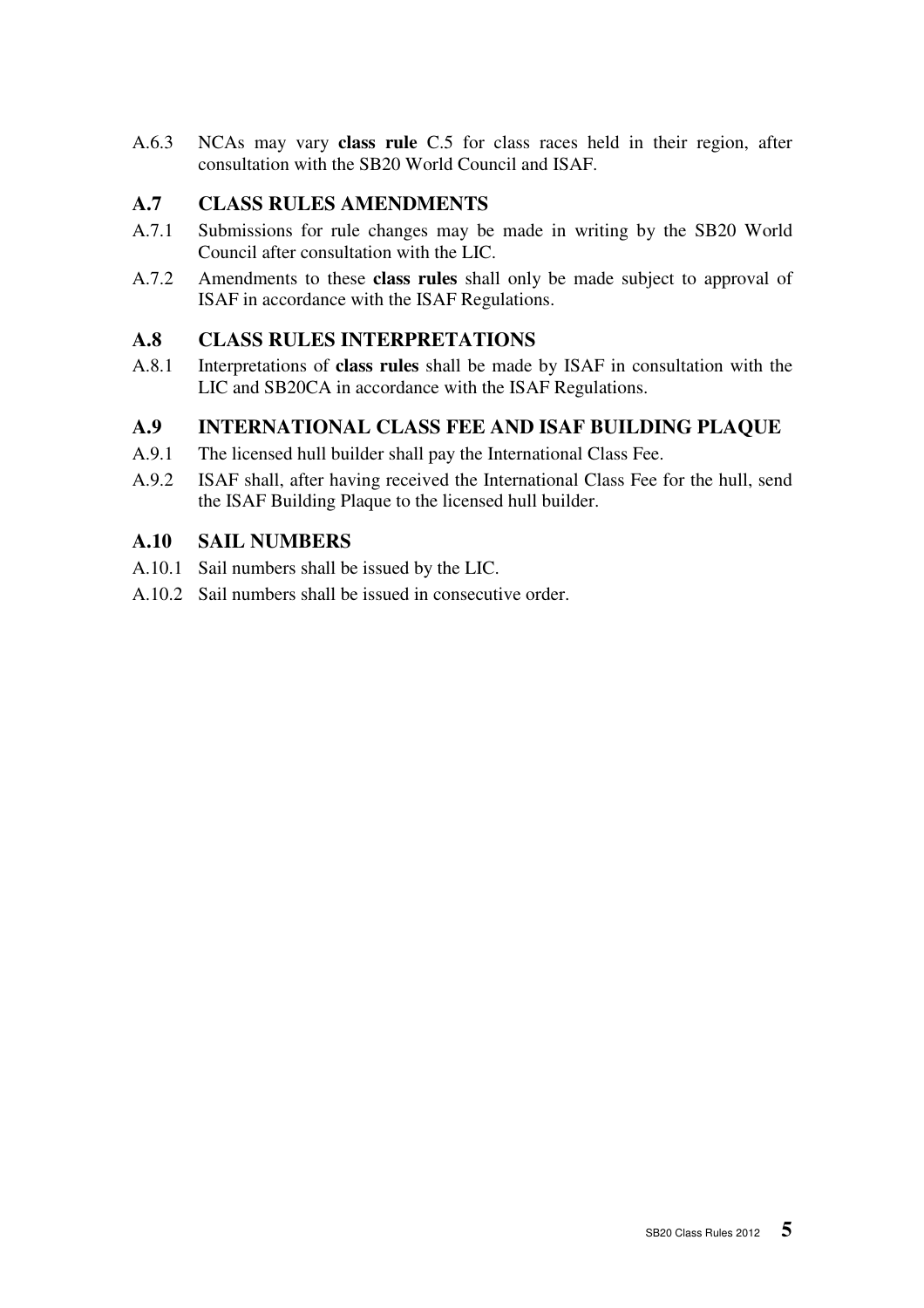A.6.3 NCAs may vary **class rule** C.5 for class races held in their region, after consultation with the SB20 World Council and ISAF.

### A.7 CLASS RULES AMENDMENTS

A.7.1 Submissions for rule changes may be made in writing by the SB20 World Council after consultation with the LIC.

A.7.2 Amendments to these **class rules** shall only be made subject to approval of ISAF in accordance with the ISAF Regulations.

### A.8 CLASS RULES INTERPRETATIONS

A.8.1 Interpretations of **class rules** shall be made by ISAF in consultation with the LIC and SB20CA in accordance with the ISAF Regulations.

### A.9 INTERNATIONAL CLASS FEE AND ISAF BUILDING PLAQUE

A.9.1 The licensed hull builder shall pay the International Class Fee.

A.9.2 ISAF shall, after having received the International Class Fee for the hull, send the ISAF Building Plaque to the licensed hull builder.

### A.10 SAIL NUMBERS

A.10.1 Sail numbers shall be issued by the LIC.

A.10.2 Sail numbers shall be issued in consecutive order.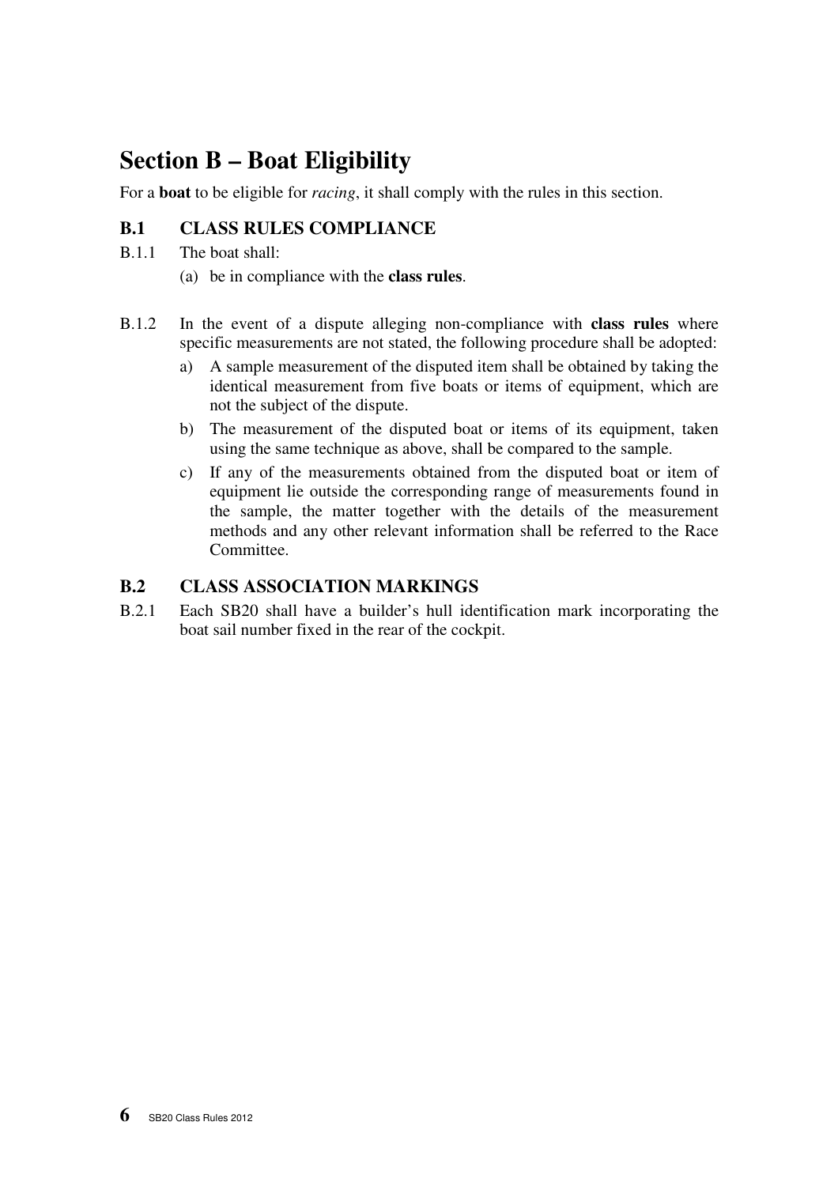# Section B – Boat Eligibility

For a **boat** to be eligible for *racing*, it shall comply with the rules in this section.

## B.1 CLASS RULES COMPLIANCE

B.1.1 The boat shall:

(a) be in compliance with the **class rules**.

B.1.2 In the event of a dispute alleging non-compliance with **class rules** where specific measurements are not stated, the following procedure shall be adopted:

a) A sample measurement of the disputed item shall be obtained by taking the identical measurement from five boats or items of equipment, which are not the subject of the dispute.

b) The measurement of the disputed boat or items of its equipment, taken using the same technique as above, shall be compared to the sample.

c) If any of the measurements obtained from the disputed boat or item of equipment lie outside the corresponding range of measurements found in the sample, the matter together with the details of the measurement methods and any other relevant information shall be referred to the Race Committee.

## B.2 CLASS ASSOCIATION MARKINGS

B.2.1 Each SB20 shall have a builder's hull identification mark incorporating the boat sail number fixed in the rear of the cockpit.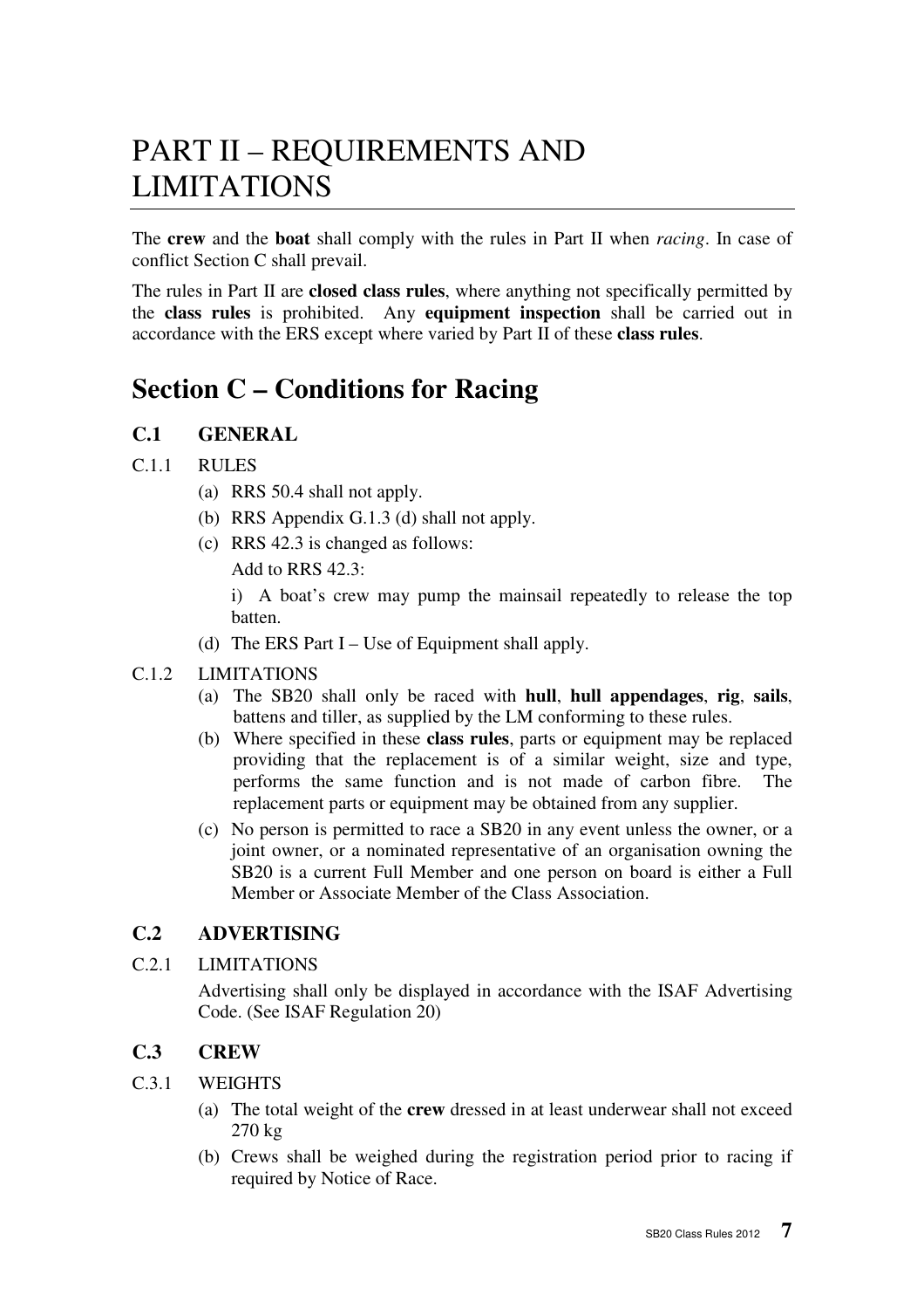# PART II – REQUIREMENTS AND LIMITATIONS

The **crew** and the **boat** shall comply with the rules in Part II when *racing*. In case of conflict Section C shall prevail.

The rules in Part II are **closed class rules**, where anything not specifically permitted by the **class rules** is prohibited. Any **equipment inspection** shall be carried out in accordance with the ERS except where varied by Part II of these **class rules**.

## Section C – Conditions for Racing

### C.1 GENERAL

C.1.1 RULES

(a) RRS 50.4 shall not apply.

(b) RRS Appendix G.1.3 (d) shall not apply.

(c) RRS 42.3 is changed as follows:

Add to RRS 42.3:

i) A boat's crew may pump the mainsail repeatedly to release the top batten.

(d) The ERS Part I – Use of Equipment shall apply.

C.1.2 LIMITATIONS

(a) The SB20 shall only be raced with **hull**, **hull appendages**, **rig**, **sails**, battens and tiller, as supplied by the LM conforming to these rules.

(b) Where specified in these **class rules**, parts or equipment may be replaced providing that the replacement is of a similar weight, size and type, performs the same function and is not made of carbon fibre. The replacement parts or equipment may be obtained from any supplier.

(c) No person is permitted to race a SB20 in any event unless the owner, or a joint owner, or a nominated representative of an organisation owning the SB20 is a current Full Member and one person on board is either a Full Member or Associate Member of the Class Association.

### C.2 ADVERTISING

C.2.1 LIMITATIONS

Advertising shall only be displayed in accordance with the ISAF Advertising Code. (See ISAF Regulation 20)

### C.3 CREW

C.3.1 WEIGHTS

(a) The total weight of the **crew** dressed in at least underwear shall not exceed 270 kg

(b) Crews shall be weighed during the registration period prior to racing if required by Notice of Race.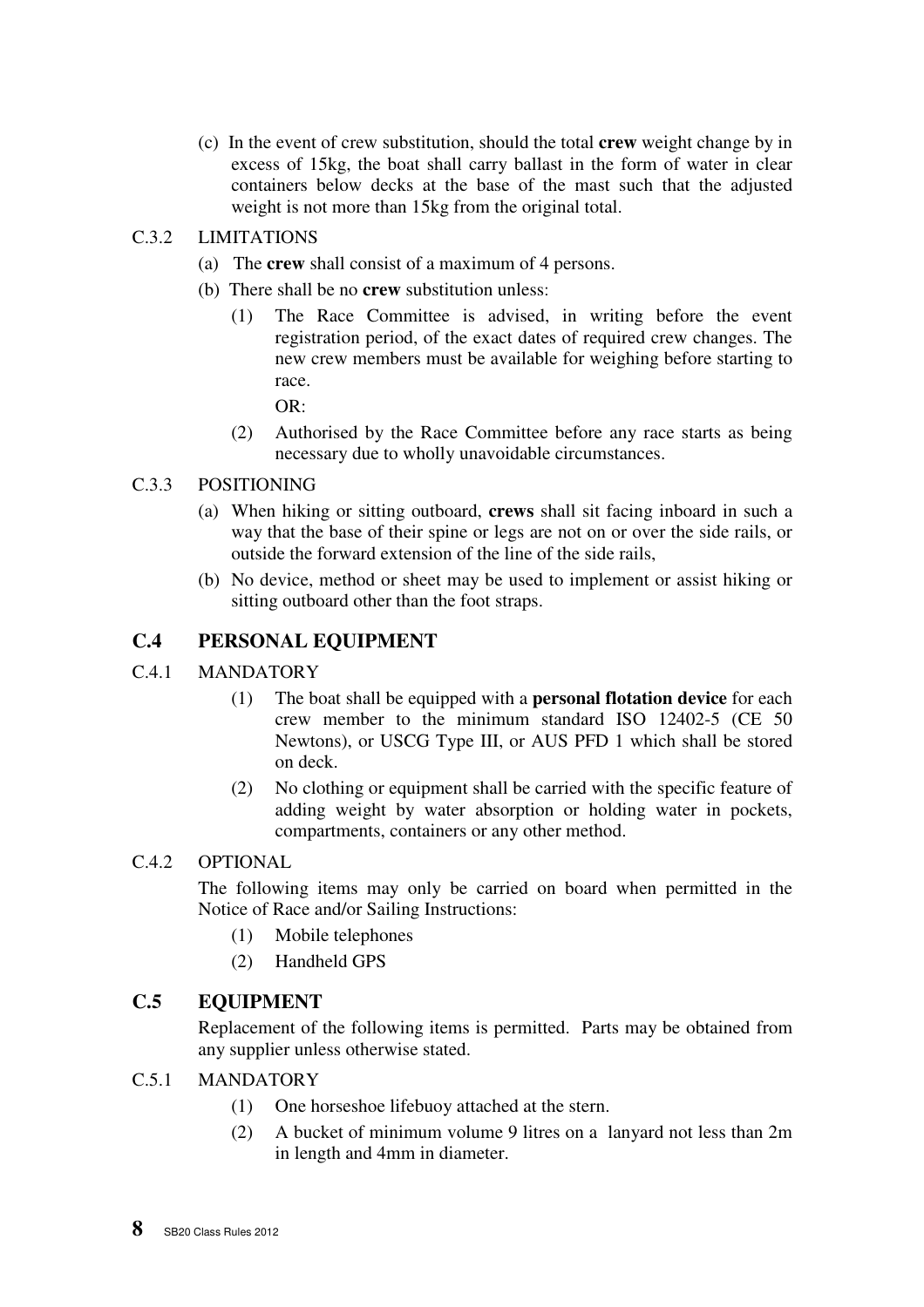(c) In the event of crew substitution, should the total **crew** weight change by in excess of 15kg, the boat shall carry ballast in the form of water in clear containers below decks at the base of the mast such that the adjusted weight is not more than 15kg from the original total.

C.3.2 LIMITATIONS

(a) The **crew** shall consist of a maximum of 4 persons.

(b) There shall be no **crew** substitution unless:

(1) The Race Committee is advised, in writing before the event registration period, of the exact dates of required crew changes. The new crew members must be available for weighing before starting to race.

OR:

(2) Authorised by the Race Committee before any race starts as being necessary due to wholly unavoidable circumstances.

C.3.3 POSITIONING

(a) When hiking or sitting outboard, **crews** shall sit facing inboard in such a way that the base of their spine or legs are not on or over the side rails, or outside the forward extension of the line of the side rails,

(b) No device, method or sheet may be used to implement or assist hiking or sitting outboard other than the foot straps.

## C.4 PERSONAL EQUIPMENT

C.4.1 MANDATORY

(1) The boat shall be equipped with a **personal flotation device** for each crew member to the minimum standard ISO 12402-5 (CE 50 Newtons), or USCG Type III, or AUS PFD 1 which shall be stored on deck.

(2) No clothing or equipment shall be carried with the specific feature of adding weight by water absorption or holding water in pockets, compartments, containers or any other method.

C.4.2 OPTIONAL

The following items may only be carried on board when permitted in the Notice of Race and/or Sailing Instructions:

(1) Mobile telephones

(2) Handheld GPS

## C.5 EQUIPMENT

Replacement of the following items is permitted. Parts may be obtained from any supplier unless otherwise stated.

C.5.1 MANDATORY

(1) One horseshoe lifebuoy attached at the stern.

(2) A bucket of minimum volume 9 litres on a lanyard not less than 2m in length and 4mm in diameter.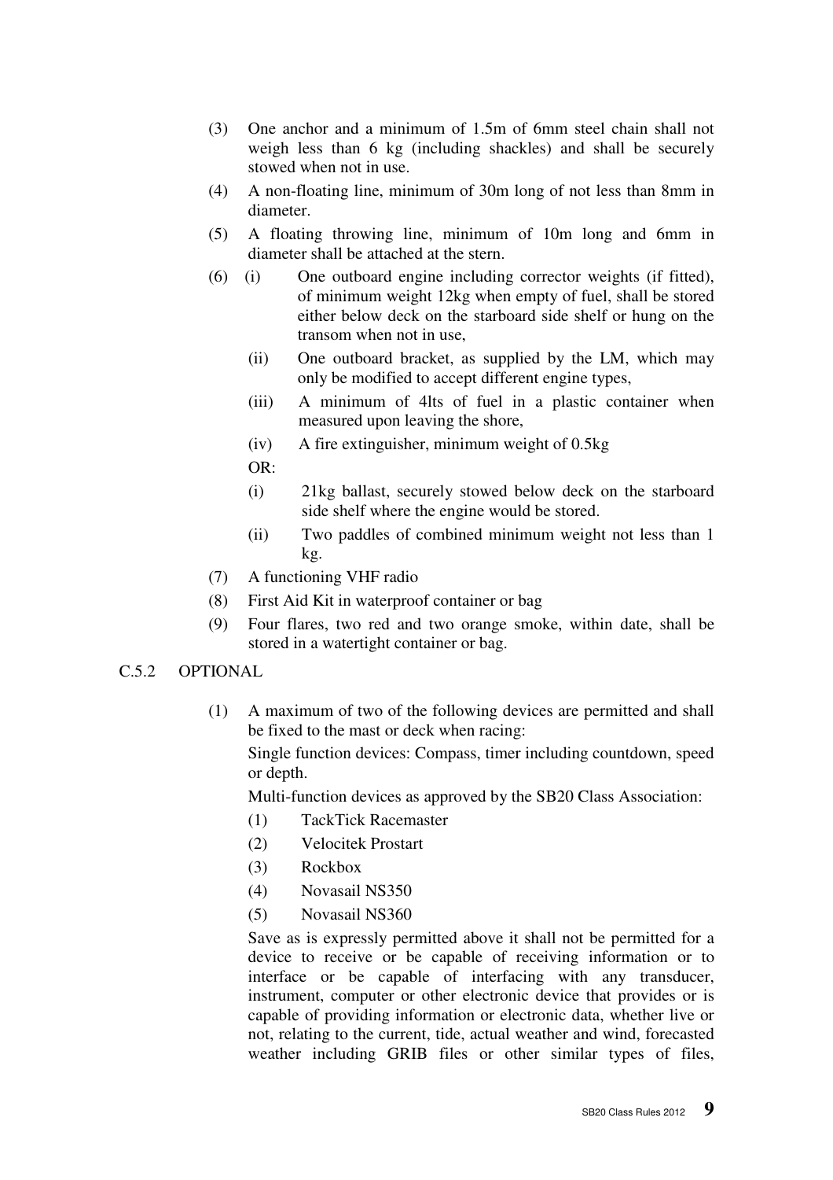(3) One anchor and a minimum of 1.5m of 6mm steel chain shall not weigh less than 6 kg (including shackles) and shall be securely stowed when not in use.

(4) A non-floating line, minimum of 30m long of not less than 8mm in diameter.

(5) A floating throwing line, minimum of 10m long and 6mm in diameter shall be attached at the stern.

(6) (i) One outboard engine including corrector weights (if fitted), of minimum weight 12kg when empty of fuel, shall be stored either below deck on the starboard side shelf or hung on the transom when not in use,

(ii) One outboard bracket, as supplied by the LM, which may only be modified to accept different engine types,

(iii) A minimum of 4lts of fuel in a plastic container when measured upon leaving the shore,

(iv) A fire extinguisher, minimum weight of 0.5kg

OR:

(i) 21kg ballast, securely stowed below deck on the starboard side shelf where the engine would be stored.

(ii) Two paddles of combined minimum weight not less than 1 kg.

(7) A functioning VHF radio

(8) First Aid Kit in waterproof container or bag

(9) Four flares, two red and two orange smoke, within date, shall be stored in a watertight container or bag.

## C.5.2 OPTIONAL

(1) A maximum of two of the following devices are permitted and shall be fixed to the mast or deck when racing:

Single function devices: Compass, timer including countdown, speed or depth.

Multi-function devices as approved by the SB20 Class Association:

(1) TackTick Racemaster

(2) Velocitek Prostart

(3) Rockbox

(4) Novasail NS350

(5) Novasail NS360

Save as is expressly permitted above it shall not be permitted for a device to receive or be capable of receiving information or to interface or be capable of interfacing with any transducer, instrument, computer or other electronic device that provides or is capable of providing information or electronic data, whether live or not, relating to the current, tide, actual weather and wind, forecasted weather including GRIB files or other similar types of files,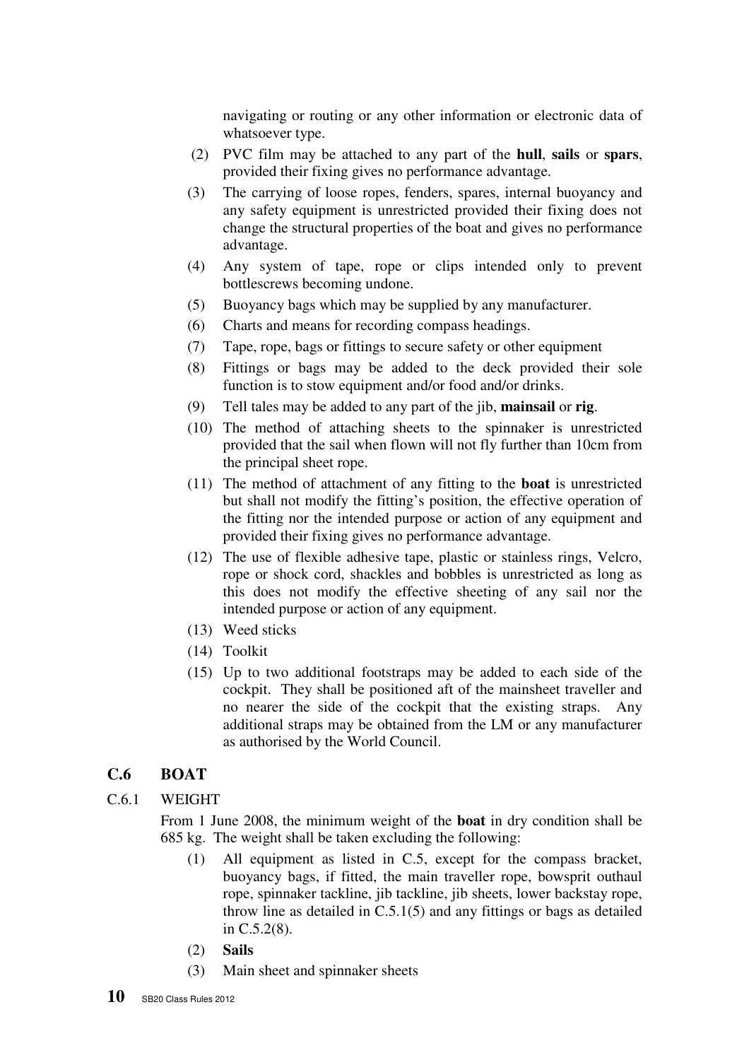navigating or routing or any other information or electronic data of whatsoever type.

(2) PVC film may be attached to any part of the **hull**, **sails** or **spars**, provided their fixing gives no performance advantage.

(3) The carrying of loose ropes, fenders, spares, internal buoyancy and any safety equipment is unrestricted provided their fixing does not change the structural properties of the boat and gives no performance advantage.

(4) Any system of tape, rope or clips intended only to prevent bottlescrews becoming undone.

(5) Buoyancy bags which may be supplied by any manufacturer.

(6) Charts and means for recording compass headings.

(7) Tape, rope, bags or fittings to secure safety or other equipment

(8) Fittings or bags may be added to the deck provided their sole function is to stow equipment and/or food and/or drinks.

(9) Tell tales may be added to any part of the jib, **mainsail** or **rig**.

(10) The method of attaching sheets to the spinnaker is unrestricted provided that the sail when flown will not fly further than 10cm from the principal sheet rope.

(11) The method of attachment of any fitting to the **boat** is unrestricted but shall not modify the fitting's position, the effective operation of the fitting nor the intended purpose or action of any equipment and provided their fixing gives no performance advantage.

(12) The use of flexible adhesive tape, plastic or stainless rings, Velcro, rope or shock cord, shackles and bobbles is unrestricted as long as this does not modify the effective sheeting of any sail nor the intended purpose or action of any equipment.

(13) Weed sticks

(14) Toolkit

(15) Up to two additional footstraps may be added to each side of the cockpit. They shall be positioned aft of the mainsheet traveller and no nearer the side of the cockpit that the existing straps. Any additional straps may be obtained from the LM or any manufacturer as authorised by the World Council.

## C.6 BOAT

### C.6.1 WEIGHT

From 1 June 2008, the minimum weight of the **boat** in dry condition shall be 685 kg. The weight shall be taken excluding the following:

(1) All equipment as listed in C.5, except for the compass bracket, buoyancy bags, if fitted, the main traveller rope, bowsprit outhaul rope, spinnaker tackline, jib tackline, jib sheets, lower backstay rope, throw line as detailed in C.5.1(5) and any fittings or bags as detailed in C.5.2(8).

(2) **Sails**

(3) Main sheet and spinnaker sheets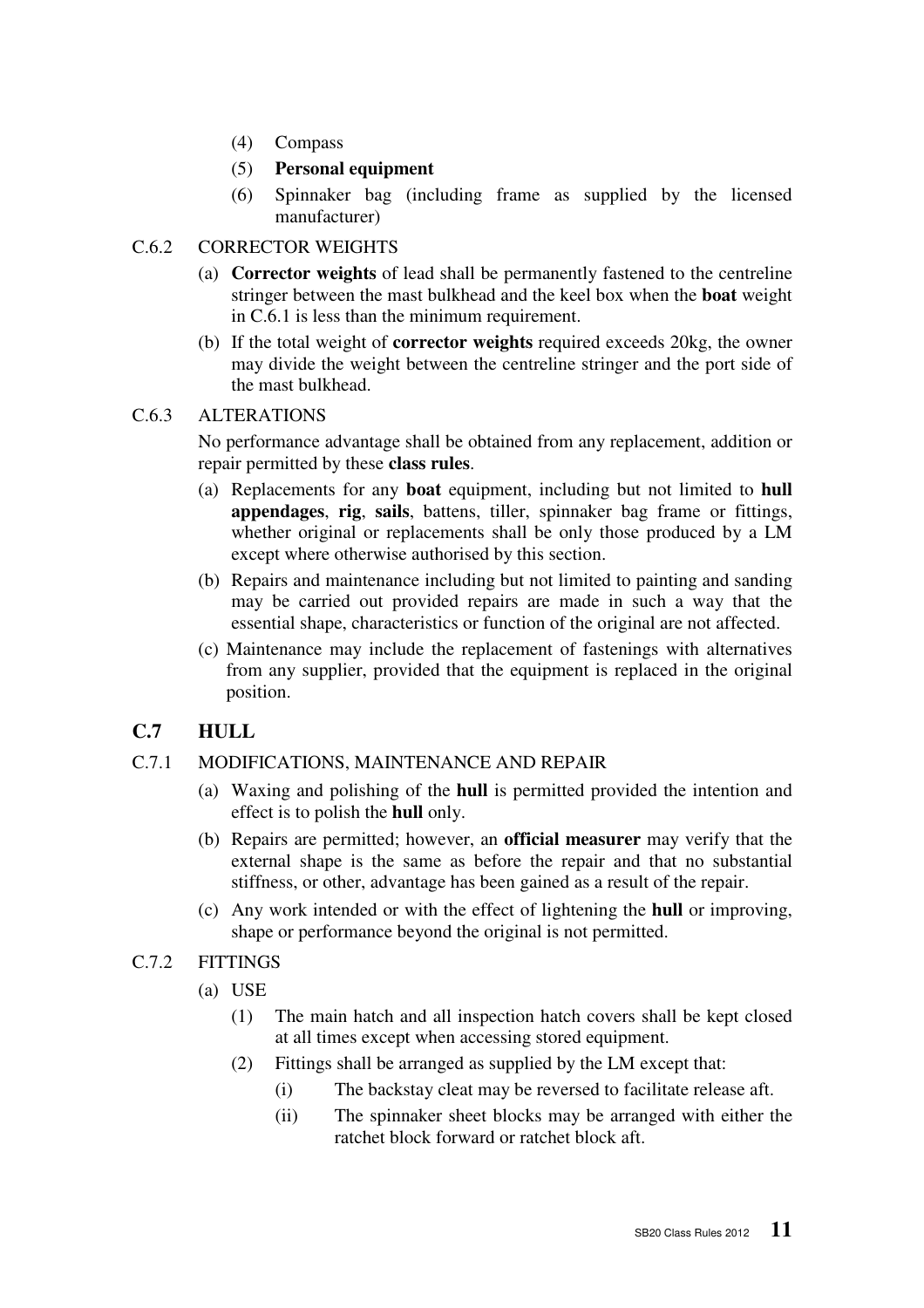(4) Compass

(5) **Personal equipment**

(6) Spinnaker bag (including frame as supplied by the licensed manufacturer)

C.6.2 CORRECTOR WEIGHTS

(a) **Corrector weights** of lead shall be permanently fastened to the centreline stringer between the mast bulkhead and the keel box when the **boat** weight in C.6.1 is less than the minimum requirement.

(b) If the total weight of **corrector weights** required exceeds 20kg, the owner may divide the weight between the centreline stringer and the port side of the mast bulkhead.

C.6.3 ALTERATIONS

No performance advantage shall be obtained from any replacement, addition or repair permitted by these **class rules**.

(a) Replacements for any **boat** equipment, including but not limited to **hull appendages**, **rig**, **sails**, battens, tiller, spinnaker bag frame or fittings, whether original or replacements shall be only those produced by a LM except where otherwise authorised by this section.

(b) Repairs and maintenance including but not limited to painting and sanding may be carried out provided repairs are made in such a way that the essential shape, characteristics or function of the original are not affected.

(c) Maintenance may include the replacement of fastenings with alternatives from any supplier, provided that the equipment is replaced in the original position.

## C.7 HULL

C.7.1 MODIFICATIONS, MAINTENANCE AND REPAIR

(a) Waxing and polishing of the **hull** is permitted provided the intention and effect is to polish the **hull** only.

(b) Repairs are permitted; however, an **official measurer** may verify that the external shape is the same as before the repair and that no substantial stiffness, or other, advantage has been gained as a result of the repair.

(c) Any work intended or with the effect of lightening the **hull** or improving, shape or performance beyond the original is not permitted.

C.7.2 FITTINGS

(a) USE

(1) The main hatch and all inspection hatch covers shall be kept closed at all times except when accessing stored equipment.

(2) Fittings shall be arranged as supplied by the LM except that:

(i) The backstay cleat may be reversed to facilitate release aft.

(ii) The spinnaker sheet blocks may be arranged with either the ratchet block forward or ratchet block aft.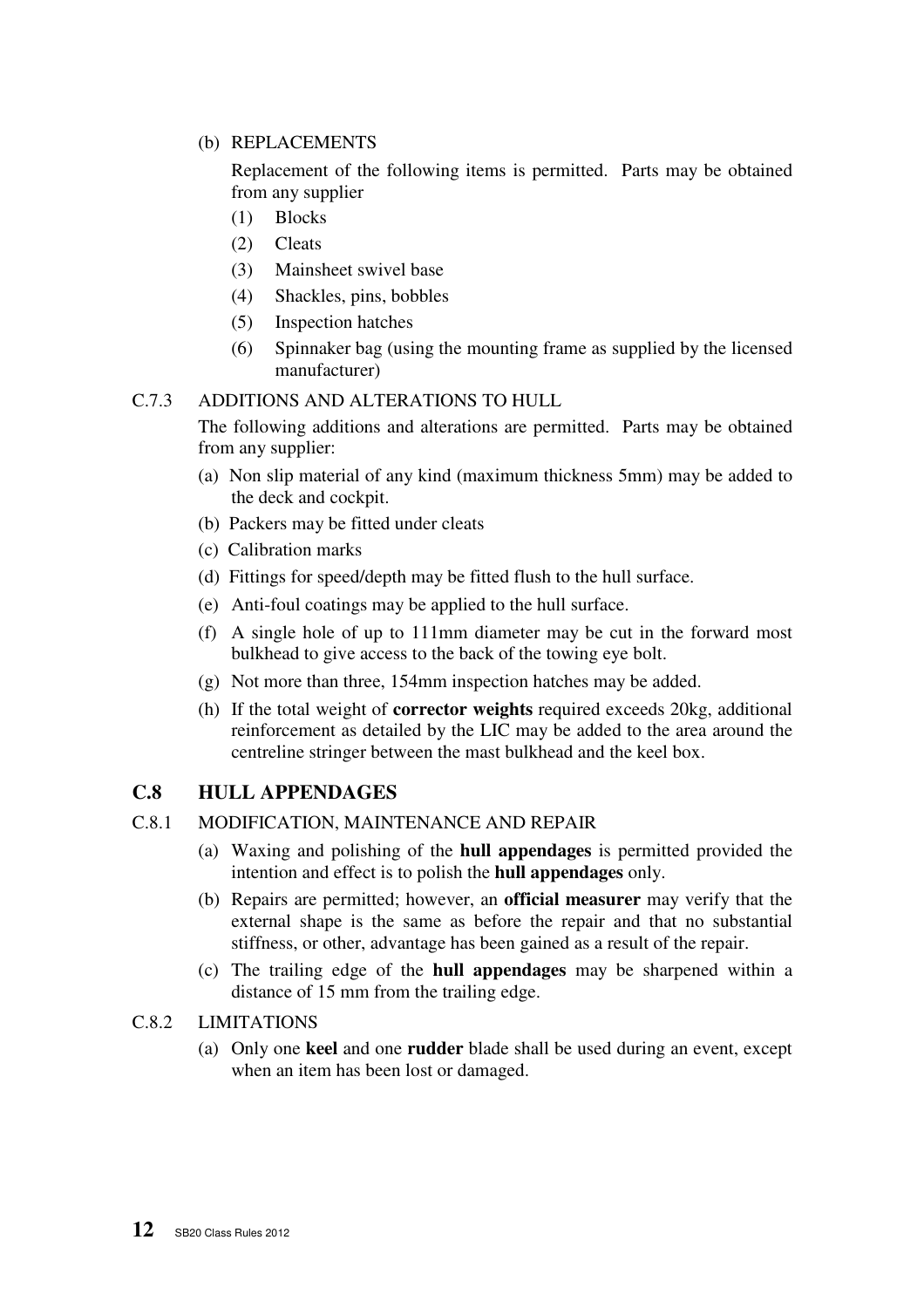(b) REPLACEMENTS

Replacement of the following items is permitted. Parts may be obtained from any supplier

(1) Blocks
(2) Cleats
(3) Mainsheet swivel base
(4) Shackles, pins, bobbles
(5) Inspection hatches
(6) Spinnaker bag (using the mounting frame as supplied by the licensed manufacturer)

C.7.3 ADDITIONS AND ALTERATIONS TO HULL

The following additions and alterations are permitted. Parts may be obtained from any supplier:

(a) Non slip material of any kind (maximum thickness 5mm) may be added to the deck and cockpit.
(b) Packers may be fitted under cleats
(c) Calibration marks
(d) Fittings for speed/depth may be fitted flush to the hull surface.
(e) Anti-foul coatings may be applied to the hull surface.
(f) A single hole of up to 111mm diameter may be cut in the forward most bulkhead to give access to the back of the towing eye bolt.
(g) Not more than three, 154mm inspection hatches may be added.
(h) If the total weight of **corrector weights** required exceeds 20kg, additional reinforcement as detailed by the LIC may be added to the area around the centreline stringer between the mast bulkhead and the keel box.

## C.8 HULL APPENDAGES

C.8.1 MODIFICATION, MAINTENANCE AND REPAIR

(a) Waxing and polishing of the **hull appendages** is permitted provided the intention and effect is to polish the **hull appendages** only.
(b) Repairs are permitted; however, an **official measurer** may verify that the external shape is the same as before the repair and that no substantial stiffness, or other, advantage has been gained as a result of the repair.
(c) The trailing edge of the **hull appendages** may be sharpened within a distance of 15 mm from the trailing edge.

C.8.2 LIMITATIONS

(a) Only one **keel** and one **rudder** blade shall be used during an event, except when an item has been lost or damaged.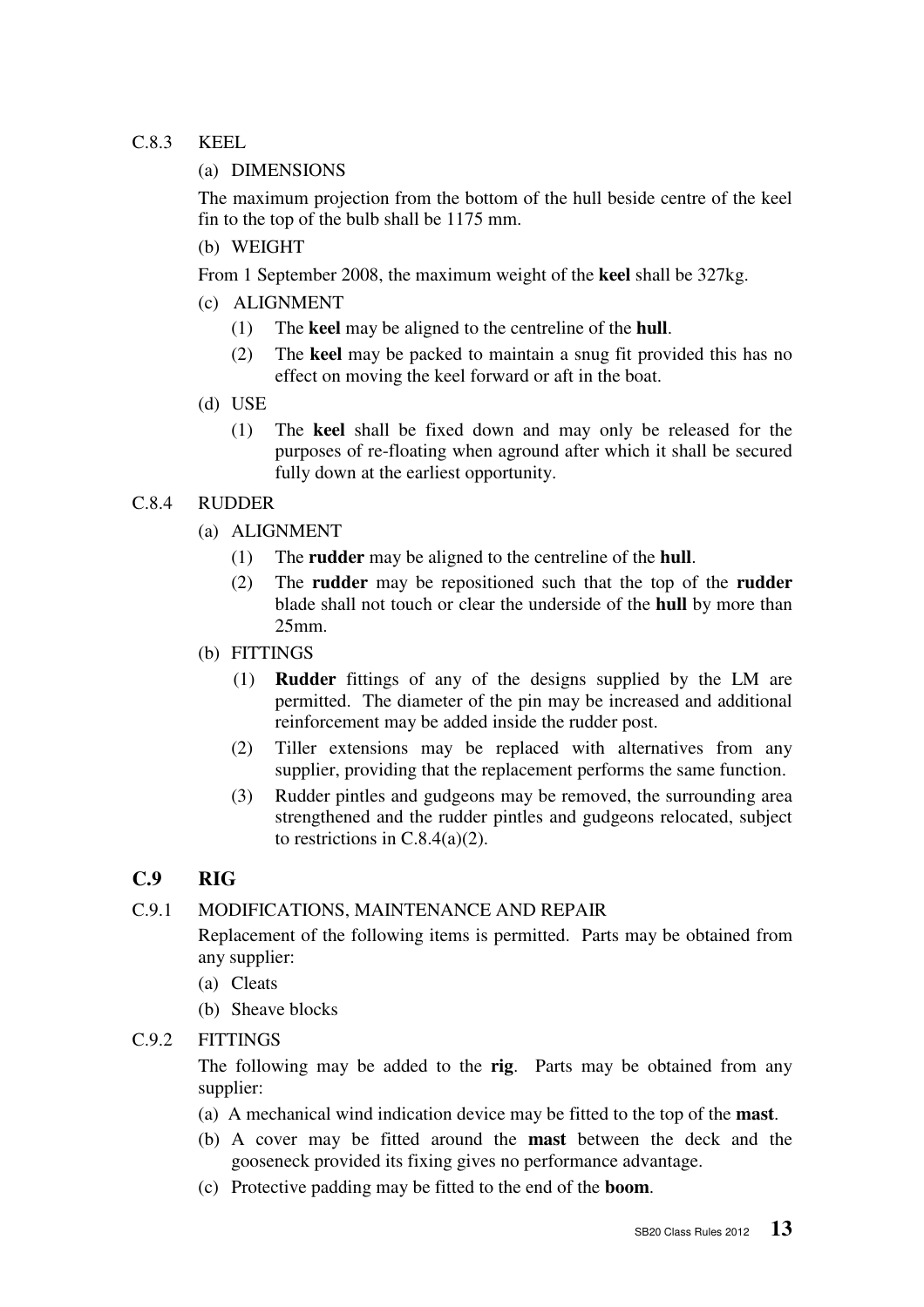### C.8.3 KEEL

(a) DIMENSIONS

The maximum projection from the bottom of the hull beside centre of the keel fin to the top of the bulb shall be 1175 mm.

(b) WEIGHT

From 1 September 2008, the maximum weight of the **keel** shall be 327kg.

(c) ALIGNMENT

(1) The **keel** may be aligned to the centreline of the **hull**.

(2) The **keel** may be packed to maintain a snug fit provided this has no effect on moving the keel forward or aft in the boat.

(d) USE

(1) The **keel** shall be fixed down and may only be released for the purposes of re-floating when aground after which it shall be secured fully down at the earliest opportunity.

### C.8.4 RUDDER

(a) ALIGNMENT

(1) The **rudder** may be aligned to the centreline of the **hull**.

(2) The **rudder** may be repositioned such that the top of the **rudder** blade shall not touch or clear the underside of the **hull** by more than 25mm.

(b) FITTINGS

(1) **Rudder** fittings of any of the designs supplied by the LM are permitted. The diameter of the pin may be increased and additional reinforcement may be added inside the rudder post.

(2) Tiller extensions may be replaced with alternatives from any supplier, providing that the replacement performs the same function.

(3) Rudder pintles and gudgeons may be removed, the surrounding area strengthened and the rudder pintles and gudgeons relocated, subject to restrictions in C.8.4(a)(2).

## C.9 RIG

### C.9.1 MODIFICATIONS, MAINTENANCE AND REPAIR

Replacement of the following items is permitted. Parts may be obtained from any supplier:

(a) Cleats

(b) Sheave blocks

### C.9.2 FITTINGS

The following may be added to the **rig**. Parts may be obtained from any supplier:

(a) A mechanical wind indication device may be fitted to the top of the **mast**.

(b) A cover may be fitted around the **mast** between the deck and the gooseneck provided its fixing gives no performance advantage.

(c) Protective padding may be fitted to the end of the **boom**.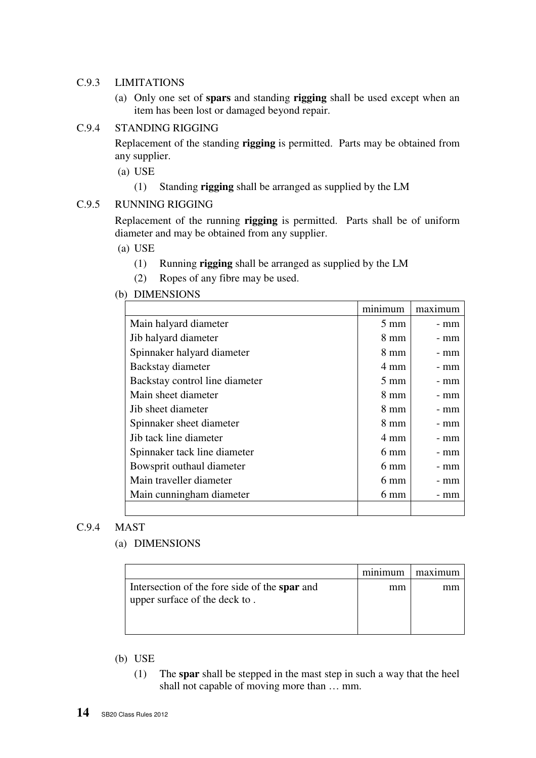C.9.3 LIMITATIONS

(a) Only one set of **spars** and standing **rigging** shall be used except when an item has been lost or damaged beyond repair.

C.9.4 STANDING RIGGING

Replacement of the standing **rigging** is permitted. Parts may be obtained from any supplier.

(a) USE

(1) Standing **rigging** shall be arranged as supplied by the LM

C.9.5 RUNNING RIGGING

Replacement of the running **rigging** is permitted. Parts shall be of uniform diameter and may be obtained from any supplier.

(a) USE

(1) Running **rigging** shall be arranged as supplied by the LM

(2) Ropes of any fibre may be used.

(b) DIMENSIONS

| | minimum | maximum |
|---|---|---|
| Main halyard diameter | 5 mm | - mm |
| Jib halyard diameter | 8 mm | - mm |
| Spinnaker halyard diameter | 8 mm | - mm |
| Backstay diameter | 4 mm | - mm |
| Backstay control line diameter | 5 mm | - mm |
| Main sheet diameter | 8 mm | - mm |
| Jib sheet diameter | 8 mm | - mm |
| Spinnaker sheet diameter | 8 mm | - mm |
| Jib tack line diameter | 4 mm | - mm |
| Spinnaker tack line diameter | 6 mm | - mm |
| Bowsprit outhaul diameter | 6 mm | - mm |
| Main traveller diameter | 6 mm | - mm |
| Main cunningham diameter | 6 mm | - mm |
| | | |

C.9.4 MAST

(a) DIMENSIONS

| | minimum | maximum |
|---|---|---|
| Intersection of the fore side of the **spar** and upper surface of the deck to . | mm | mm |

(b) USE

(1) The **spar** shall be stepped in the mast step in such a way that the heel shall not capable of moving more than … mm.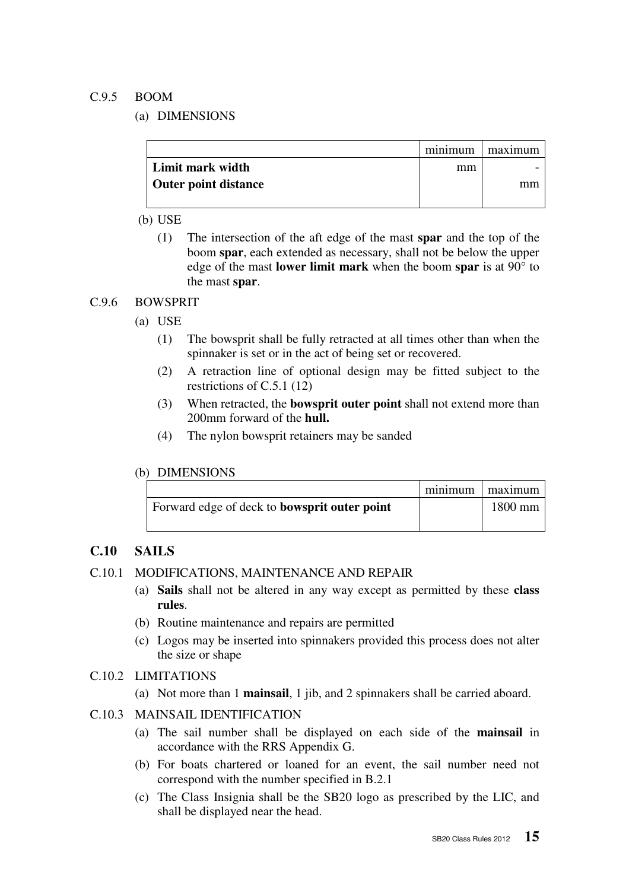C.9.5 BOOM

(a) DIMENSIONS

| | minimum | maximum |
|---|---|---|
| **Limit mark width** | mm | - |
| **Outer point distance** | | mm |

(b) USE

(1) The intersection of the aft edge of the mast **spar** and the top of the boom **spar**, each extended as necessary, shall not be below the upper edge of the mast **lower limit mark** when the boom **spar** is at 90° to the mast **spar**.

C.9.6 BOWSPRIT

(a) USE

(1) The bowsprit shall be fully retracted at all times other than when the spinnaker is set or in the act of being set or recovered.

(2) A retraction line of optional design may be fitted subject to the restrictions of C.5.1 (12)

(3) When retracted, the **bowsprit outer point** shall not extend more than 200mm forward of the **hull.**

(4) The nylon bowsprit retainers may be sanded

(b) DIMENSIONS

| | minimum | maximum |
|---|---|---|
| Forward edge of deck to **bowsprit outer point** | | 1800 mm |

## C.10 SAILS

C.10.1 MODIFICATIONS, MAINTENANCE AND REPAIR

(a) **Sails** shall not be altered in any way except as permitted by these **class rules**.

(b) Routine maintenance and repairs are permitted

(c) Logos may be inserted into spinnakers provided this process does not alter the size or shape

C.10.2 LIMITATIONS

(a) Not more than 1 **mainsail**, 1 jib, and 2 spinnakers shall be carried aboard.

C.10.3 MAINSAIL IDENTIFICATION

(a) The sail number shall be displayed on each side of the **mainsail** in accordance with the RRS Appendix G.

(b) For boats chartered or loaned for an event, the sail number need not correspond with the number specified in B.2.1

(c) The Class Insignia shall be the SB20 logo as prescribed by the LIC, and shall be displayed near the head.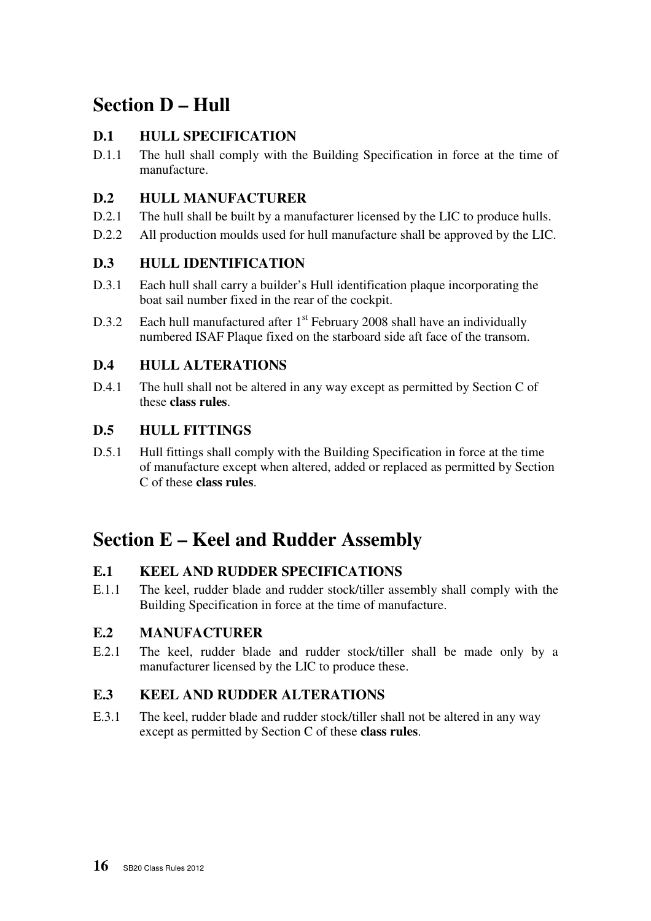# Section D – Hull

## D.1 HULL SPECIFICATION

D.1.1 The hull shall comply with the Building Specification in force at the time of manufacture.

## D.2 HULL MANUFACTURER

D.2.1 The hull shall be built by a manufacturer licensed by the LIC to produce hulls.

D.2.2 All production moulds used for hull manufacture shall be approved by the LIC.

## D.3 HULL IDENTIFICATION

D.3.1 Each hull shall carry a builder's Hull identification plaque incorporating the boat sail number fixed in the rear of the cockpit.

D.3.2 Each hull manufactured after 1st February 2008 shall have an individually numbered ISAF Plaque fixed on the starboard side aft face of the transom.

## D.4 HULL ALTERATIONS

D.4.1 The hull shall not be altered in any way except as permitted by Section C of these **class rules**.

## D.5 HULL FITTINGS

D.5.1 Hull fittings shall comply with the Building Specification in force at the time of manufacture except when altered, added or replaced as permitted by Section C of these **class rules**.

# Section E – Keel and Rudder Assembly

## E.1 KEEL AND RUDDER SPECIFICATIONS

E.1.1 The keel, rudder blade and rudder stock/tiller assembly shall comply with the Building Specification in force at the time of manufacture.

## E.2 MANUFACTURER

E.2.1 The keel, rudder blade and rudder stock/tiller shall be made only by a manufacturer licensed by the LIC to produce these.

## E.3 KEEL AND RUDDER ALTERATIONS

E.3.1 The keel, rudder blade and rudder stock/tiller shall not be altered in any way except as permitted by Section C of these **class rules**.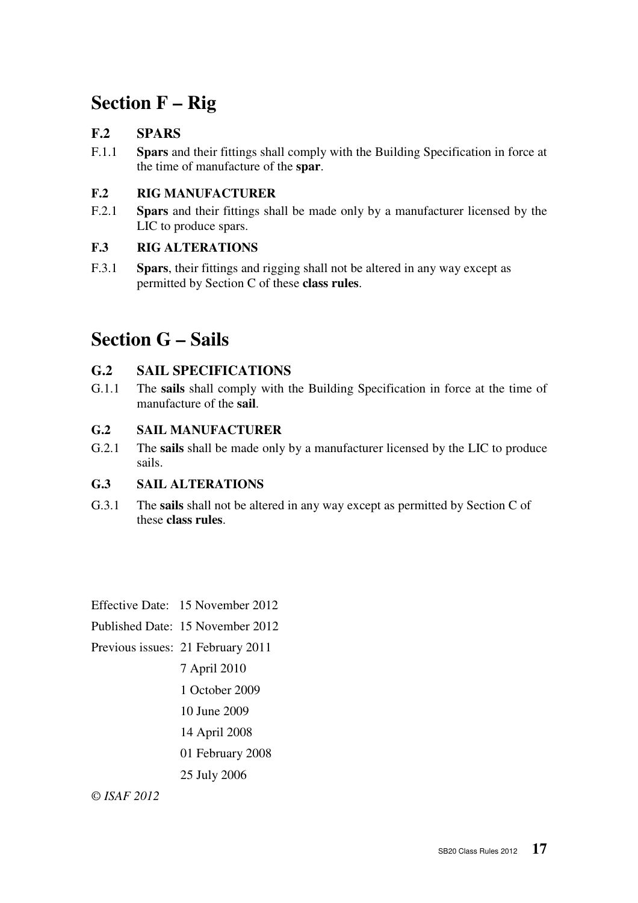# Section F – Rig

### F.2 SPARS

F.1.1 **Spars** and their fittings shall comply with the Building Specification in force at the time of manufacture of the **spar**.

### F.2 RIG MANUFACTURER

F.2.1 **Spars** and their fittings shall be made only by a manufacturer licensed by the LIC to produce spars.

### F.3 RIG ALTERATIONS

F.3.1 **Spars**, their fittings and rigging shall not be altered in any way except as permitted by Section C of these **class rules**.

# Section G – Sails

### G.2 SAIL SPECIFICATIONS

G.1.1 The **sails** shall comply with the Building Specification in force at the time of manufacture of the **sail**.

### G.2 SAIL MANUFACTURER

G.2.1 The **sails** shall be made only by a manufacturer licensed by the LIC to produce sails.

### G.3 SAIL ALTERATIONS

G.3.1 The **sails** shall not be altered in any way except as permitted by Section C of these **class rules**.

Effective Date: 15 November 2012

Published Date: 15 November 2012

Previous issues: 21 February 2011
7 April 2010
1 October 2009
10 June 2009
14 April 2008
01 February 2008
25 July 2006

*© ISAF 2012*